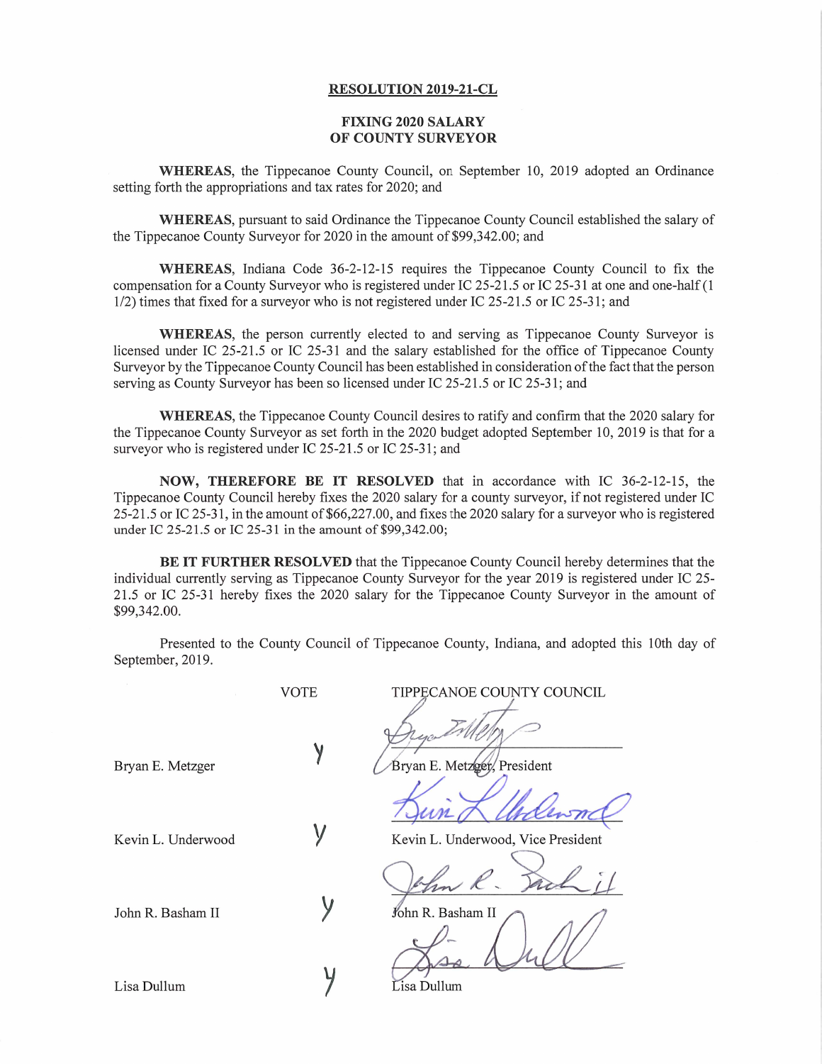**RESOLUTION 2019-21-CL**

**FIXING 2020 SALARY OF COUNTY SURVEYOR**

**WHEREAS**, the Tippecanoe County Council, on September 10, 2019 adopted an Ordinance setting forth the appropriations and tax rates for 2020; and

**WHEREAS**, pursuant to said Ordinance the Tippecanoe County Council established the salary of the Tippecanoe County Surveyor for 2020 in the amount of $99,342.00; and

**WHEREAS**, Indiana Code 36-2-12-15 requires the Tippecanoe County Council to fix the compensation for a County Surveyor who is registered under IC 25-21.5 or IC 25-31 at one and one-half (1 1/2) times that fixed for a surveyor who is not registered under IC 25-21.5 or IC 25-31; and

**WHEREAS**, the person currently elected to and serving as Tippecanoe County Surveyor is licensed under IC 25-21.5 or IC 25-31 and the salary established for the office of Tippecanoe County Surveyor by the Tippecanoe County Council has been established in consideration of the fact that the person serving as County Surveyor has been so licensed under IC 25-21.5 or IC 25-31; and

**WHEREAS**, the Tippecanoe County Council desires to ratify and confirm that the 2020 salary for the Tippecanoe County Surveyor as set forth in the 2020 budget adopted September 10, 2019 is that for a surveyor who is registered under IC 25-21.5 or IC 25-31; and

**NOW, THEREFORE BE IT RESOLVED** that in accordance with IC 36-2-12-15, the Tippecanoe County Council hereby fixes the 2020 salary for a county surveyor, if not registered under IC 25-21.5 or IC 25-31, in the amount of $66,227.00, and fixes the 2020 salary for a surveyor who is registered under IC 25-21.5 or IC 25-31 in the amount of $99,342.00;

**BE IT FURTHER RESOLVED** that the Tippecanoe County Council hereby determines that the individual currently serving as Tippecanoe County Surveyor for the year 2019 is registered under IC 25-21.5 or IC 25-31 hereby fixes the 2020 salary for the Tippecanoe County Surveyor in the amount of $99,342.00.

Presented to the County Council of Tippecanoe County, Indiana, and adopted this 10th day of September, 2019.

| | VOTE | TIPPECANOE COUNTY COUNCIL |
|---|---|---|
| Bryan E. Metzger | y | Bryan E. Metzger, President |
| Kevin L. Underwood | y | Kevin L. Underwood, Vice President |
| John R. Basham II | y | John R. Basham II |
| Lisa Dullum | y | Lisa Dullum |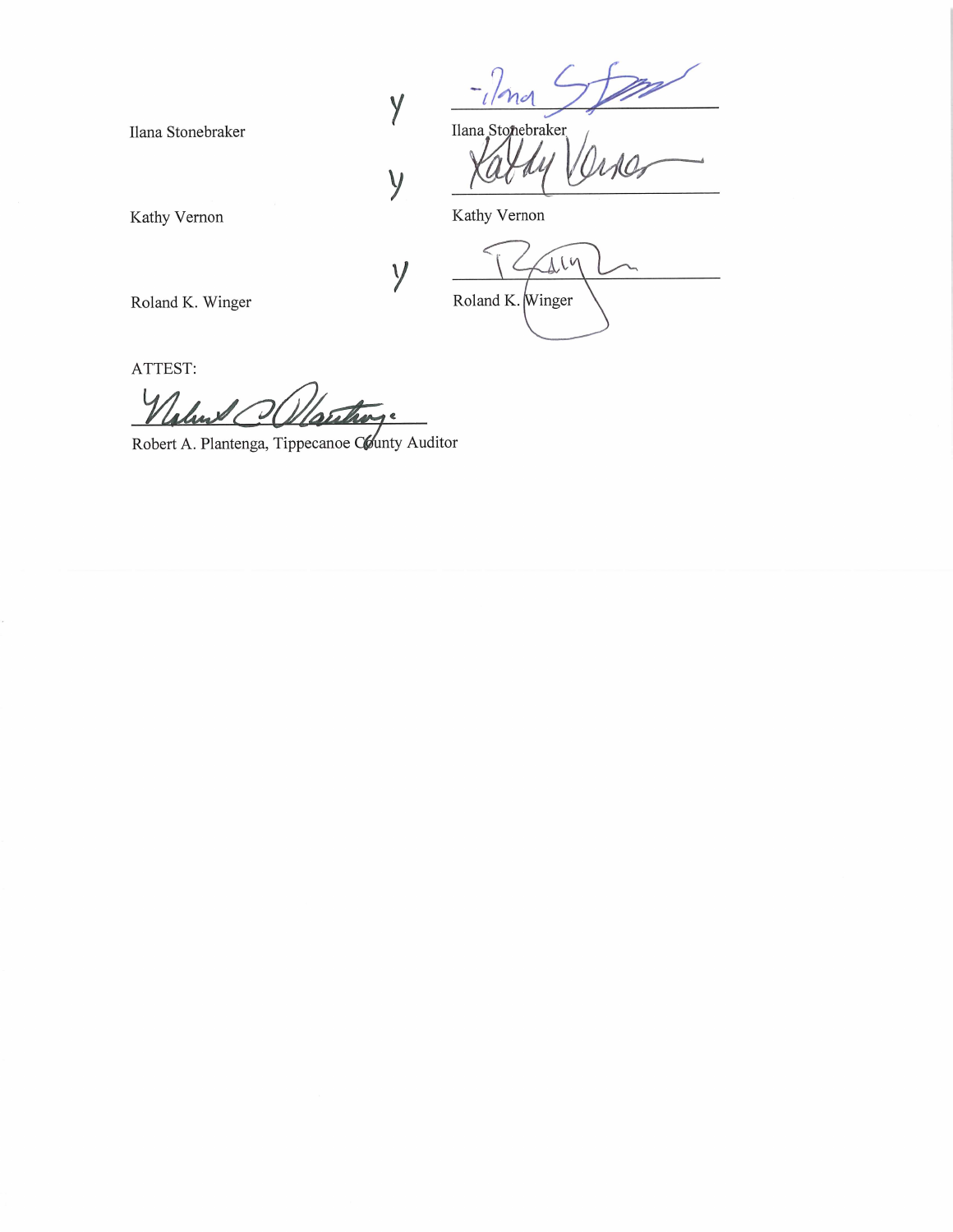| | | |
|---|---|---|
| Ilana Stonebraker | Y | Ilana Stonebraker |
| Kathy Vernon | Y | Kathy Vernon |
| Roland K. Winger | Y | Roland K. Winger |

ATTEST:

Robert A. Plantenga, Tippecanoe County Auditor